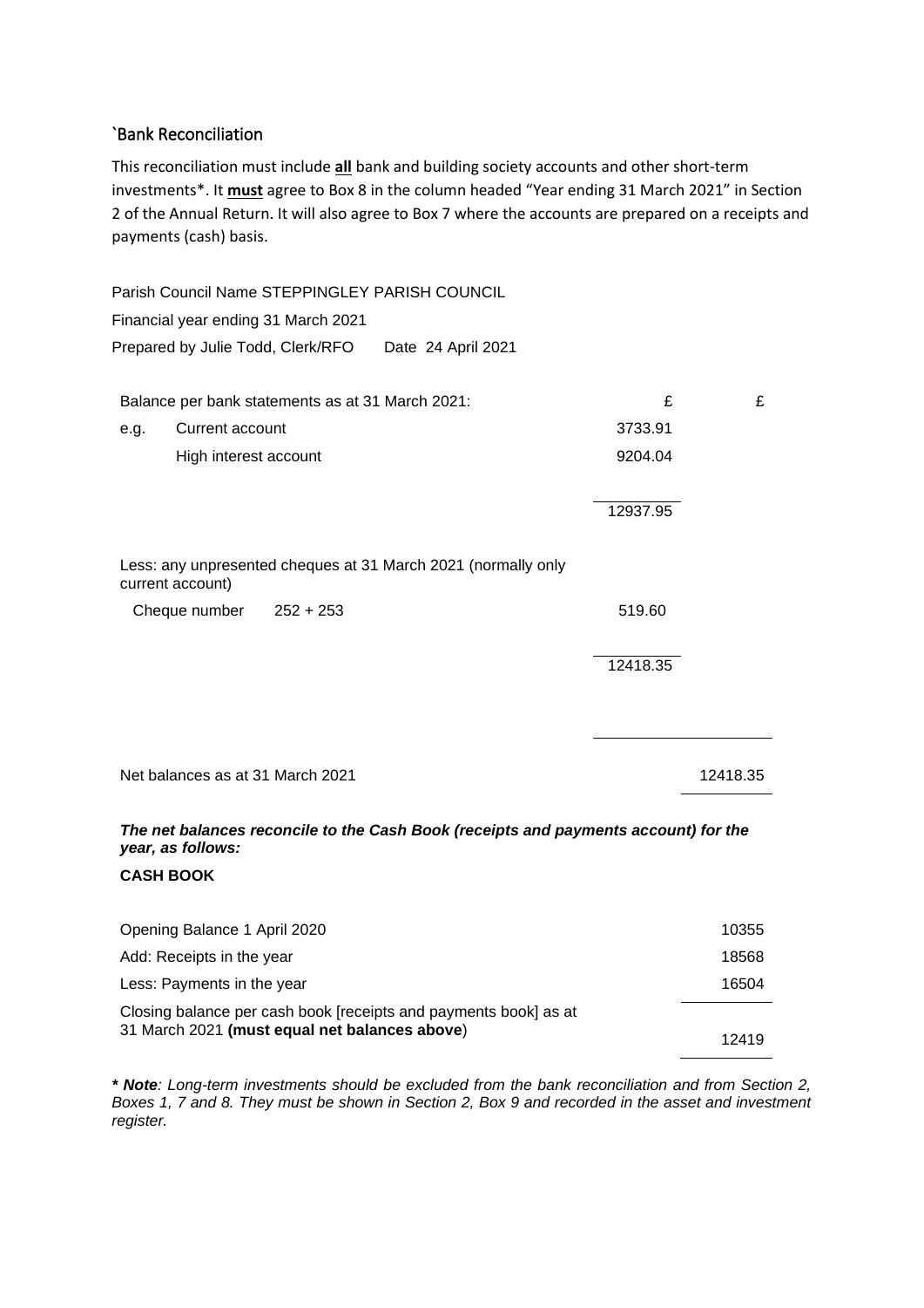## `Bank Reconciliation

This reconciliation must include **all** bank and building society accounts and other short-term investments*. It **must** agree to Box 8 in the column headed "Year ending 31 March 2021" in Section 2 of the Annual Return. It will also agree to Box 7 where the accounts are prepared on a receipts and payments (cash) basis.

Parish Council Name STEPPINGLEY PARISH COUNCIL

Financial year ending 31 March 2021

Prepared by Julie Todd, Clerk/RFO    Date 24 April 2021

| | | £ | £ |
|---|---|---|---|
| Balance per bank statements as at 31 March 2021: | | | |
| e.g. | Current account | 3733.91 | |
| | High interest account | 9204.04 | |
| | | 12937.95 | |
| Less: any unpresented cheques at 31 March 2021 (normally only current account) | | | |
| Cheque number | 252 + 253 | 519.60 | |
| | | 12418.35 | |
| Net balances as at 31 March 2021 | | | 12418.35 |

***The net balances reconcile to the Cash Book (receipts and payments account) for the year, as follows:***

**CASH BOOK**

| | |
|---|---|
| Opening Balance 1 April 2020 | 10355 |
| Add: Receipts in the year | 18568 |
| Less: Payments in the year | 16504 |
| Closing balance per cash book [receipts and payments book] as at 31 March 2021 **(must equal net balances above)** | 12419 |

***** Note**: Long-term investments should be excluded from the bank reconciliation and from Section 2, Boxes 1, 7 and 8. They must be shown in Section 2, Box 9 and recorded in the asset and investment register.*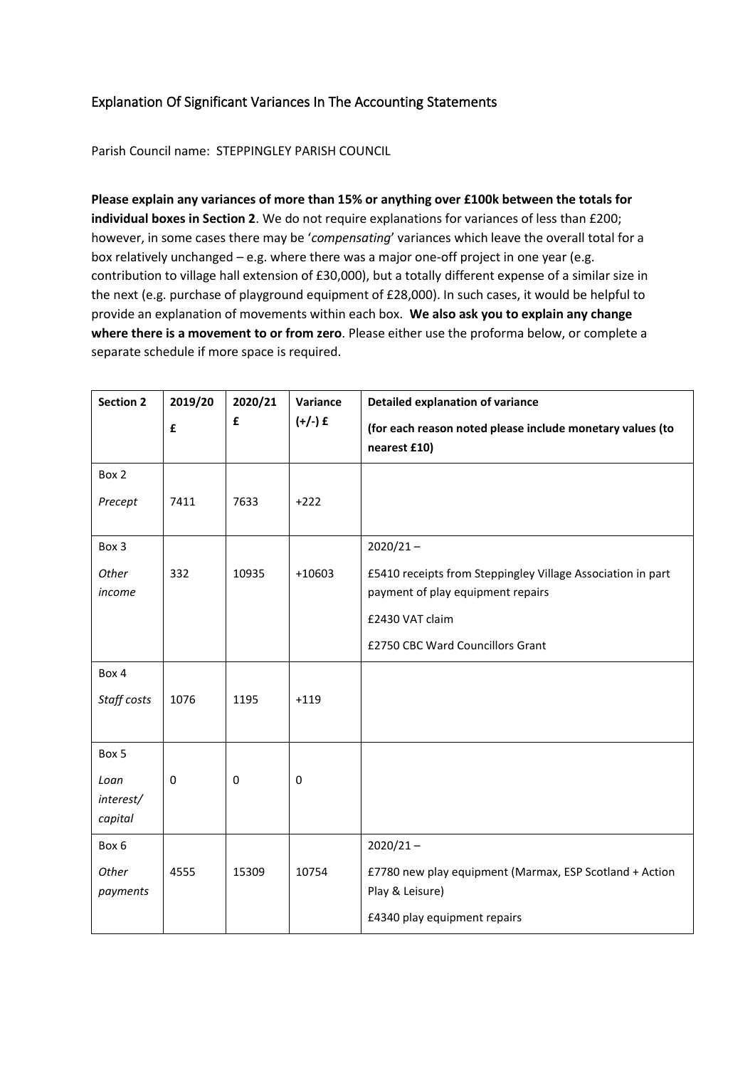## Explanation Of Significant Variances In The Accounting Statements

Parish Council name: STEPPINGLEY PARISH COUNCIL

**Please explain any variances of more than 15% or anything over £100k between the totals for individual boxes in Section 2**. We do not require explanations for variances of less than £200; however, in some cases there may be '*compensating*' variances which leave the overall total for a box relatively unchanged – e.g. where there was a major one-off project in one year (e.g. contribution to village hall extension of £30,000), but a totally different expense of a similar size in the next (e.g. purchase of playground equipment of £28,000). In such cases, it would be helpful to provide an explanation of movements within each box. **We also ask you to explain any change where there is a movement to or from zero**. Please either use the proforma below, or complete a separate schedule if more space is required.

| Section 2 | 2019/20 £ | 2020/21 £ | Variance (+/-) £ | Detailed explanation of variance (for each reason noted please include monetary values (to nearest £10) |
|---|---|---|---|---|
| Box 2 *Precept* | 7411 | 7633 | +222 | |
| Box 3 *Other income* | 332 | 10935 | +10603 | 2020/21 – £5410 receipts from Steppingley Village Association in part payment of play equipment repairs; £2430 VAT claim; £2750 CBC Ward Councillors Grant |
| Box 4 *Staff costs* | 1076 | 1195 | +119 | |
| Box 5 *Loan interest/ capital* | 0 | 0 | 0 | |
| Box 6 *Other payments* | 4555 | 15309 | 10754 | 2020/21 – £7780 new play equipment (Marmax, ESP Scotland + Action Play & Leisure); £4340 play equipment repairs |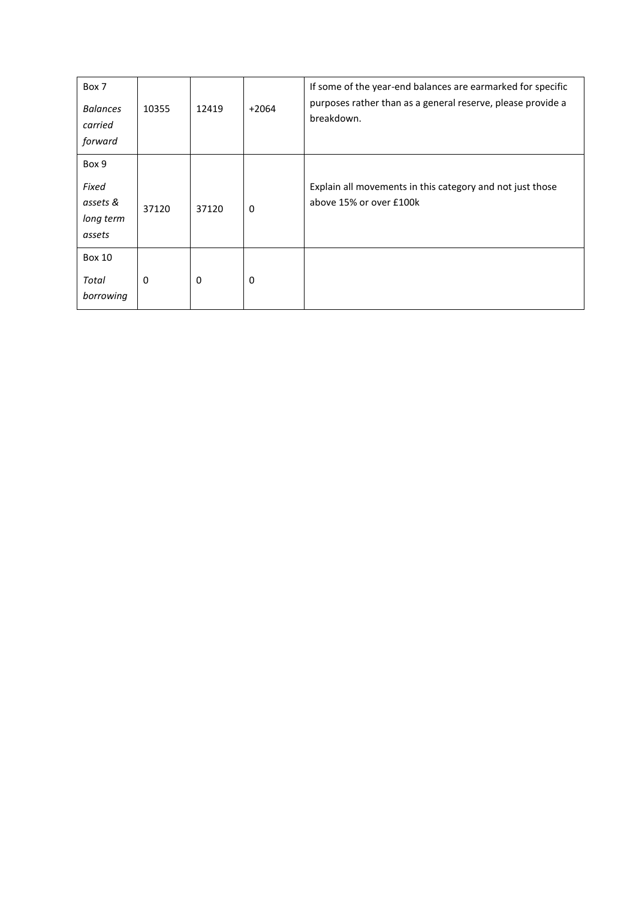| | | | | |
|---|---|---|---|---|
| Box 7<br><br>*Balances carried forward* | 10355 | 12419 | +2064 | If some of the year-end balances are earmarked for specific purposes rather than as a general reserve, please provide a breakdown. |
| Box 9<br><br>*Fixed assets & long term assets* | 37120 | 37120 | 0 | Explain all movements in this category and not just those above 15% or over £100k |
| Box 10<br><br>*Total borrowing* | 0 | 0 | 0 | |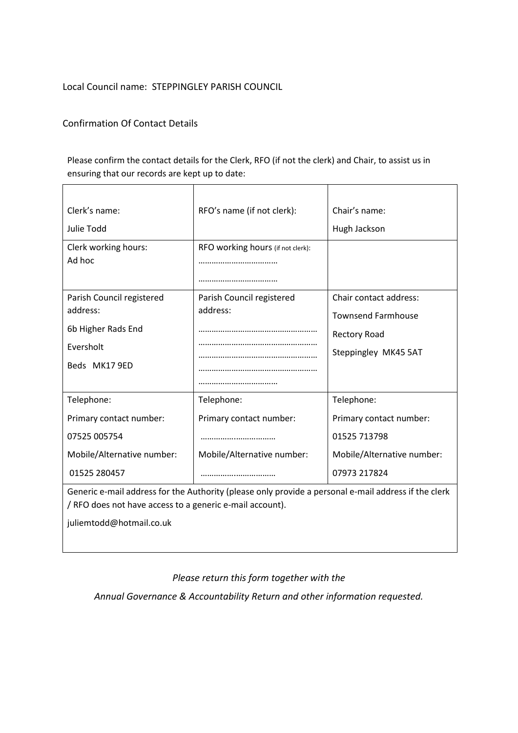Local Council name: STEPPINGLEY PARISH COUNCIL

Confirmation Of Contact Details

Please confirm the contact details for the Clerk, RFO (if not the clerk) and Chair, to assist us in ensuring that our records are kept up to date:

| | | |
|---|---|---|
| Clerk's name:<br>Julie Todd | RFO's name (if not clerk): | Chair's name:<br>Hugh Jackson |
| Clerk working hours:<br>Ad hoc | RFO working hours (if not clerk):<br>……………………………<br>…………………………… | |
| Parish Council registered address:<br>6b Higher Rads End<br>Eversholt<br>Beds MK17 9ED | Parish Council registered address:<br>……………………………………………<br>……………………………………………<br>……………………………………………<br>……………………………………………<br>…………………………… | Chair contact address:<br>Townsend Farmhouse<br>Rectory Road<br>Steppingley MK45 5AT |
| Telephone:<br>Primary contact number:<br>07525 005754<br>Mobile/Alternative number:<br>01525 280457 | Telephone:<br>Primary contact number:<br>……………………………<br>Mobile/Alternative number:<br>…………………………… | Telephone:<br>Primary contact number:<br>01525 713798<br>Mobile/Alternative number:<br>07973 217824 |
| Generic e-mail address for the Authority (please only provide a personal e-mail address if the clerk / RFO does not have access to a generic e-mail account).<br>juliemtodd@hotmail.co.uk | | |

*Please return this form together with the*

*Annual Governance & Accountability Return and other information requested.*